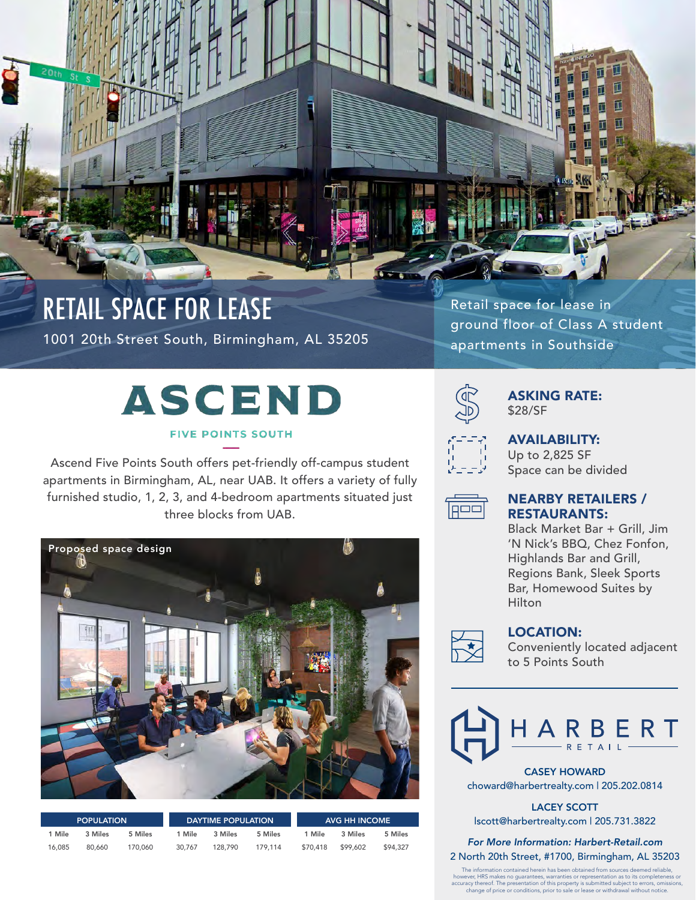# RETAIL SPACE FOR LEASE

1001 20th Street South, Birmingham, AL 35205

Retail space for lease in ground floor of Class A student apartments in Southside

## ASCEND

FIVE POINTS SOUTH

Ascend Five Points South offers pet-friendly off-campus student apartments in Birmingham, AL, near UAB. It offers a variety of fully furnished studio, 1, 2, 3, and 4-bedroom apartments situated just three blocks from UAB.

Proposed space design

| POPULATION | | | DAYTIME POPULATION | | | AVG HH INCOME | | |
|---|---|---|---|---|---|---|---|---|
| 1 Mile | 3 Miles | 5 Miles | 1 Mile | 3 Miles | 5 Miles | 1 Mile | 3 Miles | 5 Miles |
| 16,085 | 80,660 | 170,060 | 30,767 | 128,790 | 179,114 | $70,418 | $99,602 | $94,327 |

### ASKING RATE:
$28/SF

### AVAILABILITY:
Up to 2,825 SF
Space can be divided

### NEARBY RETAILERS / RESTAURANTS:
Black Market Bar + Grill, Jim 'N Nick's BBQ, Chez Fonfon, Highlands Bar and Grill, Regions Bank, Sleek Sports Bar, Homewood Suites by Hilton

### LOCATION:
Conveniently located adjacent to 5 Points South

HARBERT RETAIL

**CASEY HOWARD**
choward@harbertrealty.com | 205.202.0814

**LACEY SCOTT**
lscott@harbertrealty.com | 205.731.3822

*For More Information: Harbert-Retail.com*
2 North 20th Street, #1700, Birmingham, AL 35203

The information contained herein has been obtained from sources deemed reliable, however, HRS makes no guarantees, warranties or representation as to its completeness or accuracy thereof. The presentation of this property is submitted subject to errors, omissions, change of price or conditions, prior to sale or lease or withdrawal without notice.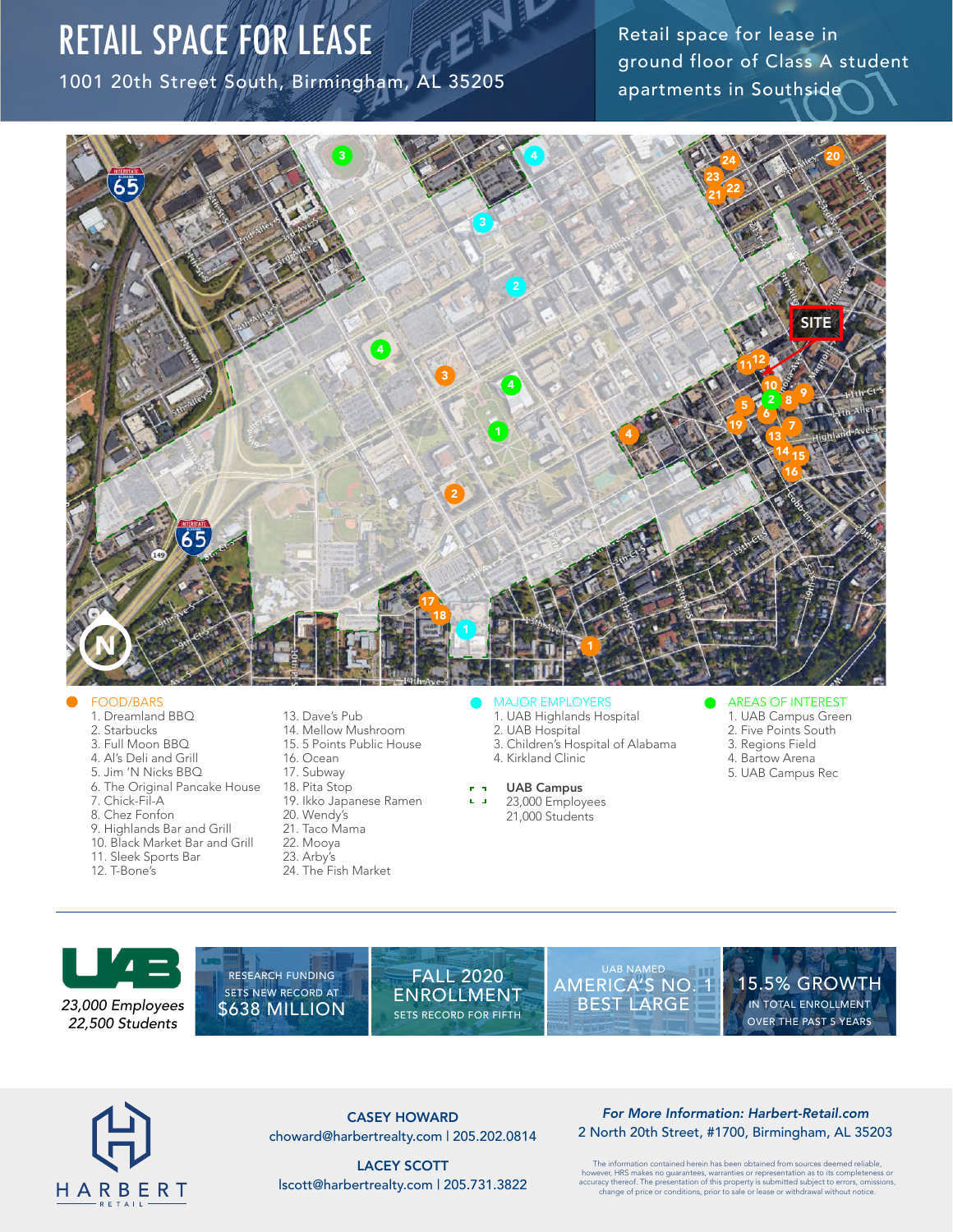# RETAIL SPACE FOR LEASE

1001 20th Street South, Birmingham, AL 35205

Retail space for lease in ground floor of Class A student apartments in Southside

SITE

**FOOD/BARS**

1. Dreamland BBQ
2. Starbucks
3. Full Moon BBQ
4. Al's Deli and Grill
5. Jim 'N Nicks BBQ
6. The Original Pancake House
7. Chick-Fil-A
8. Chez Fonfon
9. Highlands Bar and Grill
10. Black Market Bar and Grill
11. Sleek Sports Bar
12. T-Bone's
13. Dave's Pub
14. Mellow Mushroom
15. 5 Points Public House
16. Ocean
17. Subway
18. Pita Stop
19. Ikko Japanese Ramen
20. Wendy's
21. Taco Mama
22. Mooya
23. Arby's
24. The Fish Market

**MAJOR EMPLOYERS**

1. UAB Highlands Hospital
2. UAB Hospital
3. Children's Hospital of Alabama
4. Kirkland Clinic

**UAB Campus**
23,000 Employees
21,000 Students

**AREAS OF INTEREST**

1. UAB Campus Green
2. Five Points South
3. Regions Field
4. Bartow Arena
5. UAB Campus Rec

*23,000 Employees*
*22,500 Students*

RESEARCH FUNDING SETS NEW RECORD AT $638 MILLION

FALL 2020 ENROLLMENT SETS RECORD FOR FIFTH

UAB NAMED AMERICA'S NO. 1 BEST LARGE

15.5% GROWTH IN TOTAL ENROLLMENT OVER THE PAST 5 YEARS

HARBERT RETAIL

**CASEY HOWARD**
choward@harbertrealty.com | 205.202.0814

**LACEY SCOTT**
lscott@harbertrealty.com | 205.731.3822

*For More Information: Harbert-Retail.com*
2 North 20th Street, #1700, Birmingham, AL 35203

The information contained herein has been obtained from sources deemed reliable, however, HRS makes no guarantees, warranties or representation as to its completeness or accuracy thereof. The presentation of this property is submitted subject to errors, omissions, change of price or conditions, prior to sale or lease or withdrawal without notice.